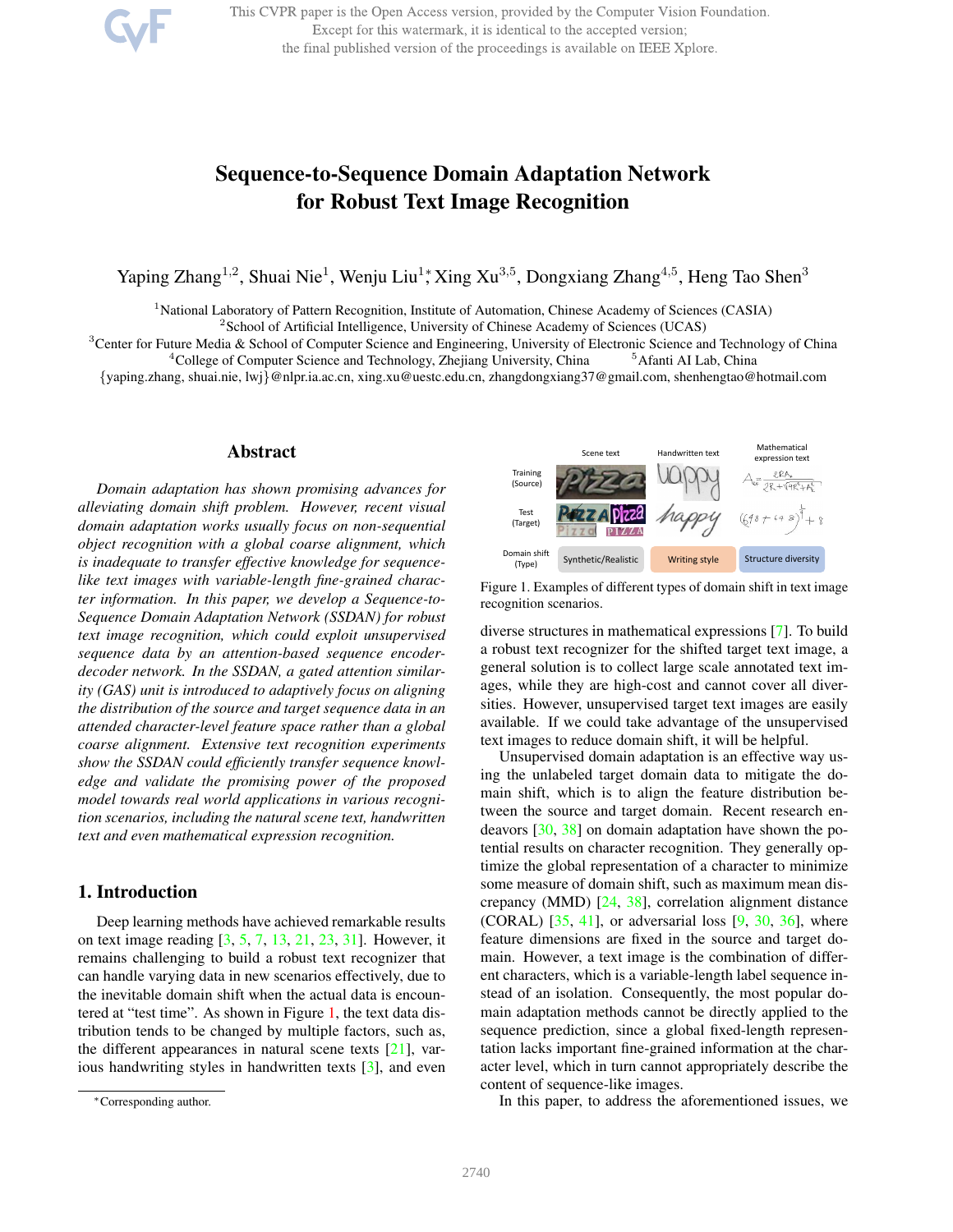# Sequence-to-Sequence Domain Adaptation Network for Robust Text Image Recognition

Yaping Zhang[1,2], Shuai Nie[1], Wenju Liu[1]*, Xing Xu[3,5], Dongxiang Zhang[4,5], Heng Tao Shen[3]

[1]National Laboratory of Pattern Recognition, Institute of Automation, Chinese Academy of Sciences (CASIA)
[2]School of Artificial Intelligence, University of Chinese Academy of Sciences (UCAS)
[3]Center for Future Media & School of Computer Science and Engineering, University of Electronic Science and Technology of China
[4]College of Computer Science and Technology, Zhejiang University, China [5]Afanti AI Lab, China

{yaping.zhang, shuai.nie, lwj}@nlpr.ia.ac.cn, xing.xu@uestc.edu.cn, zhangdongxiang37@gmail.com, shenhengtao@hotmail.com

## Abstract

*Domain adaptation has shown promising advances for alleviating domain shift problem. However, recent visual domain adaptation works usually focus on non-sequential object recognition with a global coarse alignment, which is inadequate to transfer effective knowledge for sequence-like text images with variable-length fine-grained character information. In this paper, we develop a Sequence-to-Sequence Domain Adaptation Network (SSDAN) for robust text image recognition, which could exploit unsupervised sequence data by an attention-based sequence encoder-decoder network. In the SSDAN, a gated attention similarity (GAS) unit is introduced to adaptively focus on aligning the distribution of the source and target sequence data in an attended character-level feature space rather than a global coarse alignment. Extensive text recognition experiments show the SSDAN could efficiently transfer sequence knowledge and validate the promising power of the proposed model towards real world applications in various recognition scenarios, including the natural scene text, handwritten text and even mathematical expression recognition.*

## 1. Introduction

Deep learning methods have achieved remarkable results on text image reading [3, 5, 7, 13, 21, 23, 31]. However, it remains challenging to build a robust text recognizer that can handle varying data in new scenarios effectively, due to the inevitable domain shift when the actual data is encountered at "test time". As shown in Figure 1, the text data distribution tends to be changed by multiple factors, such as, the different appearances in natural scene texts [21], various handwriting styles in handwritten texts [3], and even diverse structures in mathematical expressions [7]. To build a robust text recognizer for the shifted target text image, a general solution is to collect large scale annotated text images, while they are high-cost and cannot cover all diversities. However, unsupervised target text images are easily available. If we could take advantage of the unsupervised text images to reduce domain shift, it will be helpful.

| | Scene text | Handwritten text | Mathematical expression text |
|---|---|---|---|
| Training (Source) | | | |
| Test (Target) | | | |
| Domain shift (Type) | Synthetic/Realistic | Writing style | Structure diversity |

Figure 1. Examples of different types of domain shift in text image recognition scenarios.

Unsupervised domain adaptation is an effective way using the unlabeled target domain data to mitigate the domain shift, which is to align the feature distribution between the source and target domain. Recent research endeavors [30, 38] on domain adaptation have shown the potential results on character recognition. They generally optimize the global representation of a character to minimize some measure of domain shift, such as maximum mean discrepancy (MMD) [24, 38], correlation alignment distance (CORAL) [35, 41], or adversarial loss [9, 30, 36], where feature dimensions are fixed in the source and target domain. However, a text image is the combination of different characters, which is a variable-length label sequence instead of an isolation. Consequently, the most popular domain adaptation methods cannot be directly applied to the sequence prediction, since a global fixed-length representation lacks important fine-grained information at the character level, which in turn cannot appropriately describe the content of sequence-like images.

In this paper, to address the aforementioned issues, we

*Corresponding author.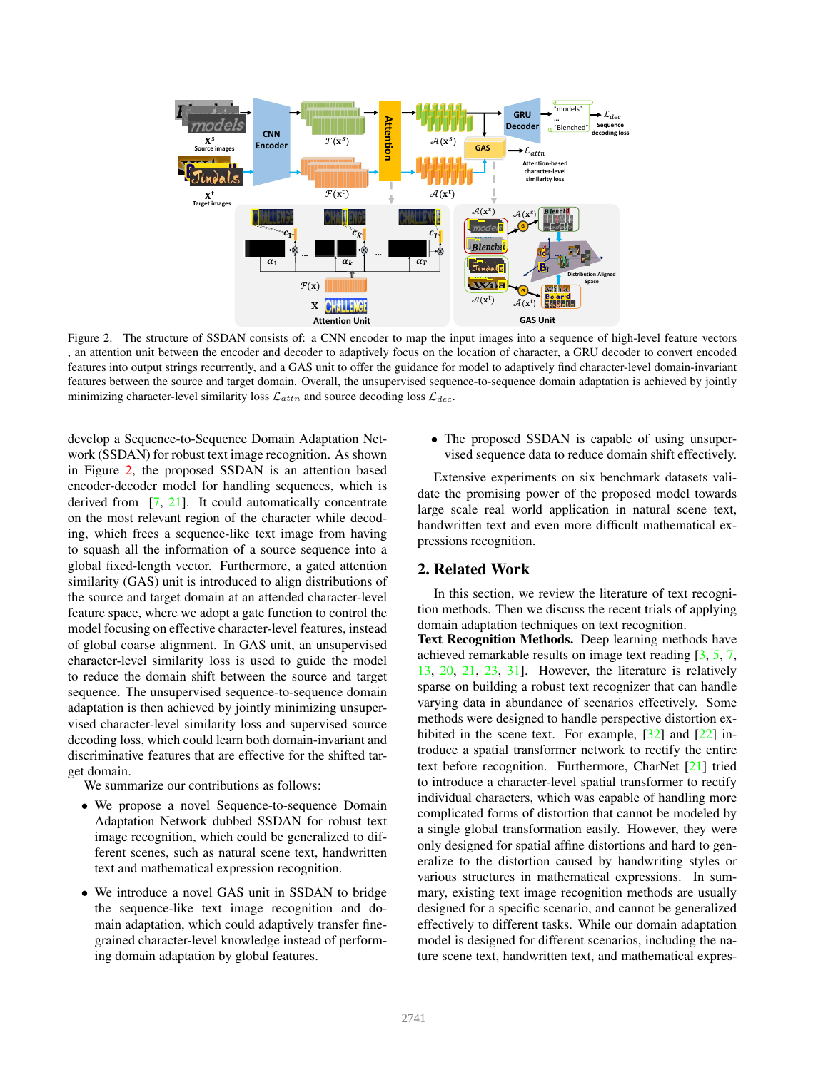Figure 2. The structure of SSDAN consists of: a CNN encoder to map the input images into a sequence of high-level feature vectors , an attention unit between the encoder and decoder to adaptively focus on the location of character, a GRU decoder to convert encoded features into output strings recurrently, and a GAS unit to offer the guidance for model to adaptively find character-level domain-invariant features between the source and target domain. Overall, the unsupervised sequence-to-sequence domain adaptation is achieved by jointly minimizing character-level similarity loss $\mathcal{L}_{attn}$ and source decoding loss $\mathcal{L}_{dec}$.

develop a Sequence-to-Sequence Domain Adaptation Network (SSDAN) for robust text image recognition. As shown in Figure 2, the proposed SSDAN is an attention based encoder-decoder model for handling sequences, which is derived from [7, 21]. It could automatically concentrate on the most relevant region of the character while decoding, which frees a sequence-like text image from having to squash all the information of a source sequence into a global fixed-length vector. Furthermore, a gated attention similarity (GAS) unit is introduced to align distributions of the source and target domain at an attended character-level feature space, where we adopt a gate function to control the model focusing on effective character-level features, instead of global coarse alignment. In GAS unit, an unsupervised character-level similarity loss is used to guide the model to reduce the domain shift between the source and target sequence. The unsupervised sequence-to-sequence domain adaptation is then achieved by jointly minimizing unsupervised character-level similarity loss and supervised source decoding loss, which could learn both domain-invariant and discriminative features that are effective for the shifted target domain.

We summarize our contributions as follows:

- We propose a novel Sequence-to-sequence Domain Adaptation Network dubbed SSDAN for robust text image recognition, which could be generalized to different scenes, such as natural scene text, handwritten text and mathematical expression recognition.
- We introduce a novel GAS unit in SSDAN to bridge the sequence-like text image recognition and domain adaptation, which could adaptively transfer fine-grained character-level knowledge instead of performing domain adaptation by global features.
- The proposed SSDAN is capable of using unsupervised sequence data to reduce domain shift effectively.

Extensive experiments on six benchmark datasets validate the promising power of the proposed model towards large scale real world application in natural scene text, handwritten text and even more difficult mathematical expressions recognition.

## 2. Related Work

In this section, we review the literature of text recognition methods. Then we discuss the recent trials of applying domain adaptation techniques on text recognition.

**Text Recognition Methods.** Deep learning methods have achieved remarkable results on image text reading [3, 5, 7, 13, 20, 21, 23, 31]. However, the literature is relatively sparse on building a robust text recognizer that can handle varying data in abundance of scenarios effectively. Some methods were designed to handle perspective distortion exhibited in the scene text. For example, [32] and [22] introduce a spatial transformer network to rectify the entire text before recognition. Furthermore, CharNet [21] tried to introduce a character-level spatial transformer to rectify individual characters, which was capable of handling more complicated forms of distortion that cannot be modeled by a single global transformation easily. However, they were only designed for spatial affine distortions and hard to generalize to the distortion caused by handwriting styles or various structures in mathematical expressions. In summary, existing text image recognition methods are usually designed for a specific scenario, and cannot be generalized effectively to different tasks. While our domain adaptation model is designed for different scenarios, including the nature scene text, handwritten text, and mathematical expres-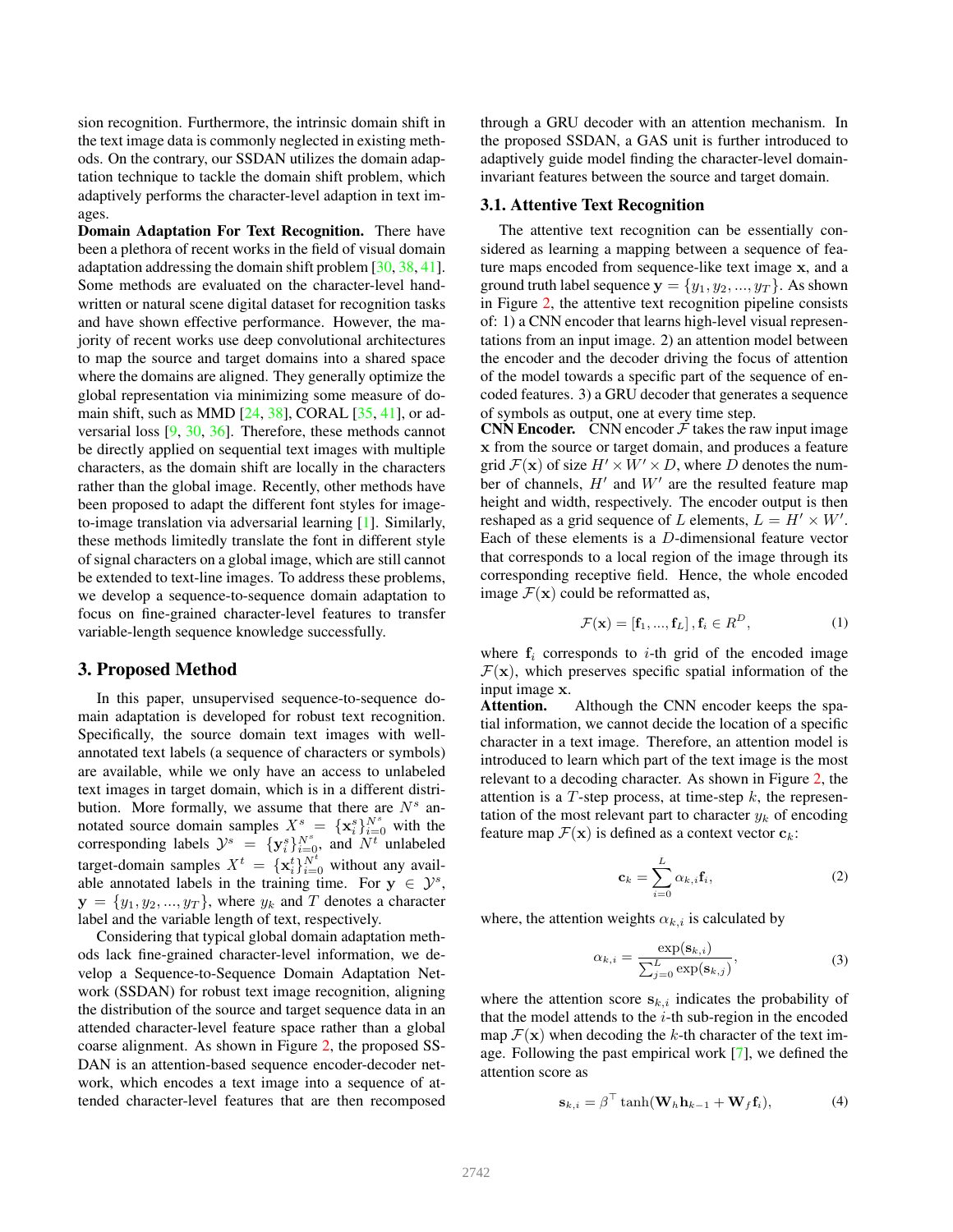sion recognition. Furthermore, the intrinsic domain shift in the text image data is commonly neglected in existing methods. On the contrary, our SSDAN utilizes the domain adaptation technique to tackle the domain shift problem, which adaptively performs the character-level adaption in text images.

**Domain Adaptation For Text Recognition.** There have been a plethora of recent works in the field of visual domain adaptation addressing the domain shift problem [30, 38, 41]. Some methods are evaluated on the character-level handwritten or natural scene digital dataset for recognition tasks and have shown effective performance. However, the majority of recent works use deep convolutional architectures to map the source and target domains into a shared space where the domains are aligned. They generally optimize the global representation via minimizing some measure of domain shift, such as MMD [24, 38], CORAL [35, 41], or adversarial loss [9, 30, 36]. Therefore, these methods cannot be directly applied on sequential text images with multiple characters, as the domain shift are locally in the characters rather than the global image. Recently, other methods have been proposed to adapt the different font styles for image-to-image translation via adversarial learning [1]. Similarly, these methods limitedly translate the font in different style of signal characters on a global image, which are still cannot be extended to text-line images. To address these problems, we develop a sequence-to-sequence domain adaptation to focus on fine-grained character-level features to transfer variable-length sequence knowledge successfully.

## 3. Proposed Method

In this paper, unsupervised sequence-to-sequence domain adaptation is developed for robust text recognition. Specifically, the source domain text images with well-annotated text labels (a sequence of characters or symbols) are available, while we only have an access to unlabeled text images in target domain, which is in a different distribution. More formally, we assume that there are $N^s$ annotated source domain samples $X^s = \{\mathbf{x}_i^s\}_{i=0}^{N^s}$ with the corresponding labels $\mathcal{Y}^s = \{\mathbf{y}_i^s\}_{i=0}^{N^s}$, and $N^t$ unlabeled target-domain samples $X^t = \{\mathbf{x}_i^t\}_{i=0}^{N^t}$ without any available annotated labels in the training time. For $\mathbf{y} \in \mathcal{Y}^s$, $\mathbf{y} = \{y_1, y_2, ..., y_T\}$, where $y_k$ and $T$ denotes a character label and the variable length of text, respectively.

Considering that typical global domain adaptation methods lack fine-grained character-level information, we develop a Sequence-to-Sequence Domain Adaptation Network (SSDAN) for robust text image recognition, aligning the distribution of the source and target sequence data in an attended character-level feature space rather than a global coarse alignment. As shown in Figure 2, the proposed SSDAN is an attention-based sequence encoder-decoder network, which encodes a text image into a sequence of attended character-level features that are then recomposed through a GRU decoder with an attention mechanism. In the proposed SSDAN, a GAS unit is further introduced to adaptively guide model finding the character-level domain-invariant features between the source and target domain.

### 3.1. Attentive Text Recognition

The attentive text recognition can be essentially considered as learning a mapping between a sequence of feature maps encoded from sequence-like text image $\mathbf{x}$, and a ground truth label sequence $\mathbf{y} = \{y_1, y_2, ..., y_T\}$. As shown in Figure 2, the attentive text recognition pipeline consists of: 1) a CNN encoder that learns high-level visual representations from an input image. 2) an attention model between the encoder and the decoder driving the focus of attention of the model towards a specific part of the sequence of encoded features. 3) a GRU decoder that generates a sequence of symbols as output, one at every time step.

**CNN Encoder.** CNN encoder $\mathcal{F}$ takes the raw input image $\mathbf{x}$ from the source or target domain, and produces a feature grid $\mathcal{F}(\mathbf{x})$ of size $H' \times W' \times D$, where $D$ denotes the number of channels, $H'$ and $W'$ are the resulted feature map height and width, respectively. The encoder output is then reshaped as a grid sequence of $L$ elements, $L = H' \times W'$. Each of these elements is a $D$-dimensional feature vector that corresponds to a local region of the image through its corresponding receptive field. Hence, the whole encoded image $\mathcal{F}(\mathbf{x})$ could be reformatted as,

$$\mathcal{F}(\mathbf{x}) = [\mathbf{f}_1, ..., \mathbf{f}_L], \mathbf{f}_i \in R^D, \tag{1}$$

where $\mathbf{f}_i$ corresponds to $i$-th grid of the encoded image $\mathcal{F}(\mathbf{x})$, which preserves specific spatial information of the input image $\mathbf{x}$.

**Attention.** Although the CNN encoder keeps the spatial information, we cannot decide the location of a specific character in a text image. Therefore, an attention model is introduced to learn which part of the text image is the most relevant to a decoding character. As shown in Figure 2, the attention is a $T$-step process, at time-step $k$, the representation of the most relevant part to character $y_k$ of encoding feature map $\mathcal{F}(\mathbf{x})$ is defined as a context vector $\mathbf{c}_k$:

$$\mathbf{c}_k = \sum_{i=0}^{L} \alpha_{k,i} \mathbf{f}_i, \tag{2}$$

where, the attention weights $\alpha_{k,i}$ is calculated by

$$\alpha_{k,i} = \frac{\exp(\mathbf{s}_{k,i})}{\sum_{j=0}^{L} \exp(\mathbf{s}_{k,j})}, \tag{3}$$

where the attention score $\mathbf{s}_{k,i}$ indicates the probability of that the model attends to the $i$-th sub-region in the encoded map $\mathcal{F}(\mathbf{x})$ when decoding the $k$-th character of the text image. Following the past empirical work [7], we defined the attention score as

$$\mathbf{s}_{k,i} = \beta^{\top} \tanh(\mathbf{W}_h \mathbf{h}_{k-1} + \mathbf{W}_f \mathbf{f}_i), \tag{4}$$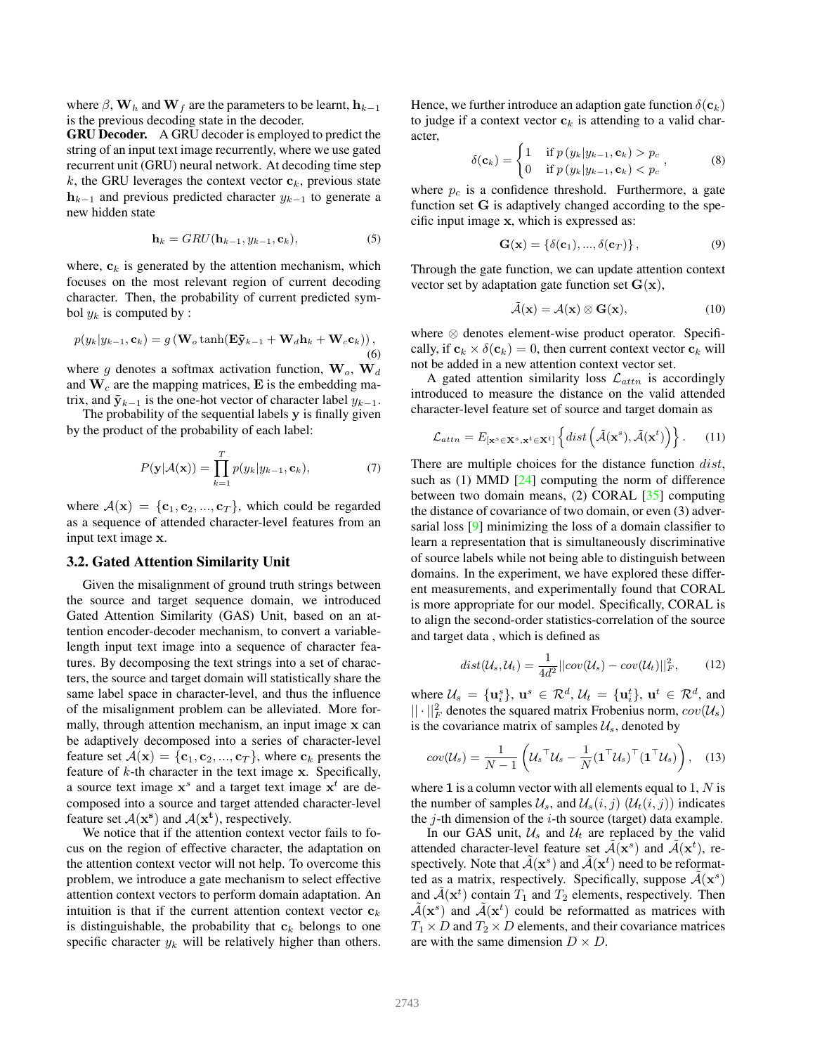where $\beta$, $\mathbf{W}_h$ and $\mathbf{W}_f$ are the parameters to be learnt, $\mathbf{h}_{k-1}$ is the previous decoding state in the decoder.

**GRU Decoder.** A GRU decoder is employed to predict the string of an input text image recurrently, where we use gated recurrent unit (GRU) neural network. At decoding time step $k$, the GRU leverages the context vector $\mathbf{c}_k$, previous state $\mathbf{h}_{k-1}$ and previous predicted character $y_{k-1}$ to generate a new hidden state

$$\mathbf{h}_k = GRU(\mathbf{h}_{k-1}, y_{k-1}, \mathbf{c}_k), \tag{5}$$

where, $\mathbf{c}_k$ is generated by the attention mechanism, which focuses on the most relevant region of current decoding character. Then, the probability of current predicted symbol $y_k$ is computed by :

$$p(y_k|y_{k-1}, \mathbf{c}_k) = g\left(\mathbf{W}_o \tanh(\mathbf{E}\tilde{\mathbf{y}}_{k-1} + \mathbf{W}_d\mathbf{h}_k + \mathbf{W}_c\mathbf{c}_k)\right), \tag{6}$$

where $g$ denotes a softmax activation function, $\mathbf{W}_o$, $\mathbf{W}_d$ and $\mathbf{W}_c$ are the mapping matrices, $\mathbf{E}$ is the embedding matrix, and $\tilde{\mathbf{y}}_{k-1}$ is the one-hot vector of character label $y_{k-1}$.

The probability of the sequential labels $\mathbf{y}$ is finally given by the product of the probability of each label:

$$P(\mathbf{y}|\mathcal{A}(\mathbf{x})) = \prod_{k=1}^{T} p(y_k|y_{k-1}, \mathbf{c}_k), \tag{7}$$

where $\mathcal{A}(\mathbf{x}) = \{\mathbf{c}_1, \mathbf{c}_2, ..., \mathbf{c}_T\}$, which could be regarded as a sequence of attended character-level features from an input text image $\mathbf{x}$.

### 3.2. Gated Attention Similarity Unit

Given the misalignment of ground truth strings between the source and target sequence domain, we introduced Gated Attention Similarity (GAS) Unit, based on an attention encoder-decoder mechanism, to convert a variable-length input text image into a sequence of character features. By decomposing the text strings into a set of characters, the source and target domain will statistically share the same label space in character-level, and thus the influence of the misalignment problem can be alleviated. More formally, through attention mechanism, an input image $\mathbf{x}$ can be adaptively decomposed into a series of character-level feature set $\mathcal{A}(\mathbf{x}) = \{\mathbf{c}_1, \mathbf{c}_2, ..., \mathbf{c}_T\}$, where $\mathbf{c}_k$ presents the feature of $k$-th character in the text image $\mathbf{x}$. Specifically, a source text image $\mathbf{x}^s$ and a target text image $\mathbf{x}^t$ are decomposed into a source and target attended character-level feature set $\mathcal{A}(\mathbf{x^s})$ and $\mathcal{A}(\mathbf{x^t})$, respectively.

We notice that if the attention context vector fails to focus on the region of effective character, the adaptation on the attention context vector will not help. To overcome this problem, we introduce a gate mechanism to select effective attention context vectors to perform domain adaptation. An intuition is that if the current attention context vector $\mathbf{c}_k$ is distinguishable, the probability that $\mathbf{c}_k$ belongs to one specific character $y_k$ will be relatively higher than others. Hence, we further introduce an adaption gate function $\delta(\mathbf{c}_k)$ to judge if a context vector $\mathbf{c}_k$ is attending to a valid character,

$$\delta(\mathbf{c}_k) = \begin{cases} 1 & \text{if } p\left(y_k|y_{k-1}, \mathbf{c}_k\right) > p_c \\ 0 & \text{if } p\left(y_k|y_{k-1}, \mathbf{c}_k\right) < p_c \end{cases}, \tag{8}$$

where $p_c$ is a confidence threshold. Furthermore, a gate function set $\mathbf{G}$ is adaptively changed according to the specific input image $\mathbf{x}$, which is expressed as:

$$\mathbf{G}(\mathbf{x}) = \left\{\delta(\mathbf{c}_1), ..., \delta(\mathbf{c}_T)\right\}, \tag{9}$$

Through the gate function, we can update attention context vector set by adaptation gate function set $\mathbf{G}(\mathbf{x})$,

$$\tilde{\mathcal{A}}(\mathbf{x}) = \mathcal{A}(\mathbf{x}) \otimes \mathbf{G}(\mathbf{x}), \tag{10}$$

where $\otimes$ denotes element-wise product operator. Specifically, if $\mathbf{c}_k \times \delta(\mathbf{c}_k) = 0$, then current context vector $\mathbf{c}_k$ will not be added in a new attention context vector set.

A gated attention similarity loss $\mathcal{L}_{attn}$ is accordingly introduced to measure the distance on the valid attended character-level feature set of source and target domain as

$$\mathcal{L}_{attn} = E_{[\mathbf{x}^s \in \mathbf{X}^s, \mathbf{x}^t \in \mathbf{X}^t]}\left\{dist\left(\tilde{\mathcal{A}}(\mathbf{x}^s), \tilde{\mathcal{A}}(\mathbf{x}^t)\right)\right\}. \tag{11}$$

There are multiple choices for the distance function $dist$, such as (1) MMD [24] computing the norm of difference between two domain means, (2) CORAL [35] computing the distance of covariance of two domain, or even (3) adversarial loss [9] minimizing the loss of a domain classifier to learn a representation that is simultaneously discriminative of source labels while not being able to distinguish between domains. In the experiment, we have explored these different measurements, and experimentally found that CORAL is more appropriate for our model. Specifically, CORAL is to align the second-order statistics-correlation of the source and target data , which is defined as

$$dist(\mathcal{U}_s, \mathcal{U}_t) = \frac{1}{4d^2}||cov(\mathcal{U}_s) - cov(\mathcal{U}_t)||_F^2, \tag{12}$$

where $\mathcal{U}_s = \{\mathbf{u}_i^s\}$, $\mathbf{u}^s \in \mathcal{R}^d$, $\mathcal{U}_t = \{\mathbf{u}_i^t\}$, $\mathbf{u}^t \in \mathcal{R}^d$, and $||\cdot||_F^2$ denotes the squared matrix Frobenius norm, $cov(\mathcal{U}_s)$ is the covariance matrix of samples $\mathcal{U}_s$, denoted by

$$cov(\mathcal{U}_s) = \frac{1}{N-1}\left({\mathcal{U}_s}^\top \mathcal{U}_s - \frac{1}{N}(\mathbf{1}^\top \mathcal{U}_s)^\top(\mathbf{1}^\top \mathcal{U}_s)\right), \tag{13}$$

where $\mathbf{1}$ is a column vector with all elements equal to 1, $N$ is the number of samples $\mathcal{U}_s$, and $\mathcal{U}_s(i,j)$ $(\mathcal{U}_t(i,j))$ indicates the $j$-th dimension of the $i$-th source (target) data example.

In our GAS unit, $\mathcal{U}_s$ and $\mathcal{U}_t$ are replaced by the valid attended character-level feature set $\tilde{\mathcal{A}}(\mathbf{x}^s)$ and $\tilde{\mathcal{A}}(\mathbf{x}^t)$, respectively. Note that $\tilde{\mathcal{A}}(\mathbf{x}^s)$ and $\tilde{\mathcal{A}}(\mathbf{x}^t)$ need to be reformatted as a matrix, respectively. Specifically, suppose $\tilde{\mathcal{A}}(\mathbf{x}^s)$ and $\tilde{\mathcal{A}}(\mathbf{x}^t)$ contain $T_1$ and $T_2$ elements, respectively. Then $\tilde{\mathcal{A}}(\mathbf{x}^s)$ and $\tilde{\mathcal{A}}(\mathbf{x}^t)$ could be reformatted as matrices with $T_1 \times D$ and $T_2 \times D$ elements, and their covariance matrices are with the same dimension $D \times D$.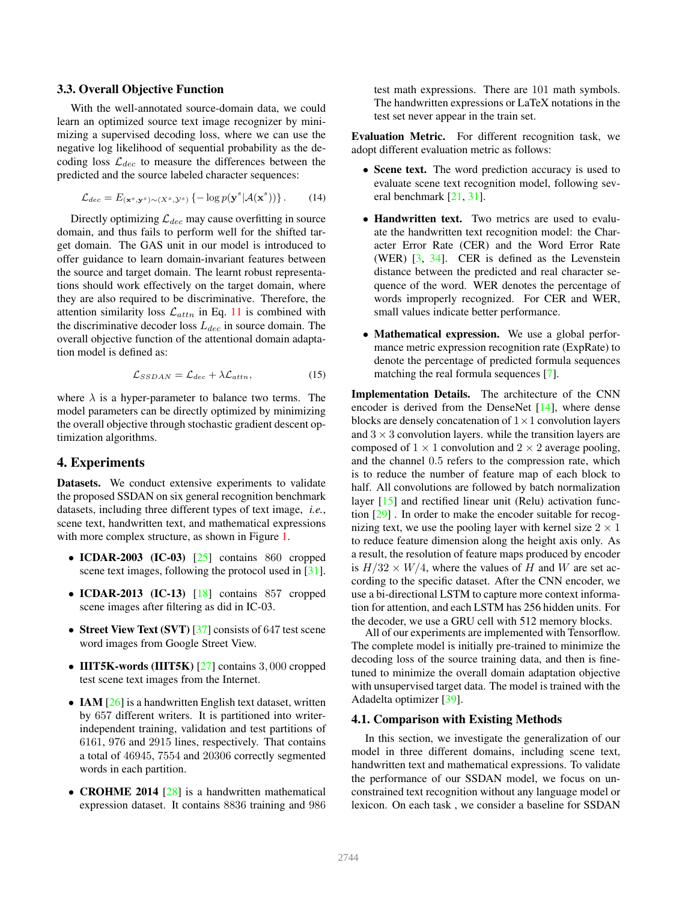### 3.3. Overall Objective Function

With the well-annotated source-domain data, we could learn an optimized source text image recognizer by minimizing a supervised decoding loss, where we can use the negative log likelihood of sequential probability as the decoding loss $\mathcal{L}_{dec}$ to measure the differences between the predicted and the source labeled character sequences:

$$\mathcal{L}_{dec} = E_{(\mathbf{x}^s, \mathbf{y}^s) \sim (X^s, \mathcal{Y}^s)} \left\{ -\log p(\mathbf{y}^s | \mathcal{A}(\mathbf{x}^s)) \right\}. \quad (14)$$

Directly optimizing $\mathcal{L}_{dec}$ may cause overfitting in source domain, and thus fails to perform well for the shifted target domain. The GAS unit in our model is introduced to offer guidance to learn domain-invariant features between the source and target domain. The learnt robust representations should work effectively on the target domain, where they are also required to be discriminative. Therefore, the attention similarity loss $\mathcal{L}_{attn}$ in Eq. 11 is combined with the discriminative decoder loss $L_{dec}$ in source domain. The overall objective function of the attentional domain adaptation model is defined as:

$$\mathcal{L}_{SSDAN} = \mathcal{L}_{dec} + \lambda \mathcal{L}_{attn}, \quad (15)$$

where $\lambda$ is a hyper-parameter to balance two terms. The model parameters can be directly optimized by minimizing the overall objective through stochastic gradient descent optimization algorithms.

## 4. Experiments

**Datasets.** We conduct extensive experiments to validate the proposed SSDAN on six general recognition benchmark datasets, including three different types of text image, *i.e.*, scene text, handwritten text, and mathematical expressions with more complex structure, as shown in Figure 1.

- **ICDAR-2003 (IC-03)** [25] contains 860 cropped scene text images, following the protocol used in [31].
- **ICDAR-2013 (IC-13)** [18] contains 857 cropped scene images after filtering as did in IC-03.
- **Street View Text (SVT)** [37] consists of 647 test scene word images from Google Street View.
- **IIIT5K-words (IIIT5K)** [27] contains 3,000 cropped test scene text images from the Internet.
- **IAM** [26] is a handwritten English text dataset, written by 657 different writers. It is partitioned into writer-independent training, validation and test partitions of 6161, 976 and 2915 lines, respectively. That contains a total of 46945, 7554 and 20306 correctly segmented words in each partition.
- **CROHME 2014** [28] is a handwritten mathematical expression dataset. It contains 8836 training and 986 test math expressions. There are 101 math symbols. The handwritten expressions or LaTeX notations in the test set never appear in the train set.

**Evaluation Metric.** For different recognition task, we adopt different evaluation metric as follows:

- **Scene text.** The word prediction accuracy is used to evaluate scene text recognition model, following several benchmark [21, 31].
- **Handwritten text.** Two metrics are used to evaluate the handwritten text recognition model: the Character Error Rate (CER) and the Word Error Rate (WER) [3, 34]. CER is defined as the Levenstein distance between the predicted and real character sequence of the word. WER denotes the percentage of words improperly recognized. For CER and WER, small values indicate better performance.
- **Mathematical expression.** We use a global performance metric expression recognition rate (ExpRate) to denote the percentage of predicted formula sequences matching the real formula sequences [7].

**Implementation Details.** The architecture of the CNN encoder is derived from the DenseNet [14], where dense blocks are densely concatenation of $1 \times 1$ convolution layers and $3 \times 3$ convolution layers. while the transition layers are composed of $1 \times 1$ convolution and $2 \times 2$ average pooling, and the channel 0.5 refers to the compression rate, which is to reduce the number of feature map of each block to half. All convolutions are followed by batch normalization layer [15] and rectified linear unit (Relu) activation function [29] . In order to make the encoder suitable for recognizing text, we use the pooling layer with kernel size $2 \times 1$ to reduce feature dimension along the height axis only. As a result, the resolution of feature maps produced by encoder is $H/32 \times W/4$, where the values of $H$ and $W$ are set according to the specific dataset. After the CNN encoder, we use a bi-directional LSTM to capture more context information for attention, and each LSTM has 256 hidden units. For the decoder, we use a GRU cell with 512 memory blocks.

All of our experiments are implemented with Tensorflow. The complete model is initially pre-trained to minimize the decoding loss of the source training data, and then is fine-tuned to minimize the overall domain adaptation objective with unsupervised target data. The model is trained with the Adadelta optimizer [39].

### 4.1. Comparison with Existing Methods

In this section, we investigate the generalization of our model in three different domains, including scene text, handwritten text and mathematical expressions. To validate the performance of our SSDAN model, we focus on unconstrained text recognition without any language model or lexicon. On each task , we consider a baseline for SSDAN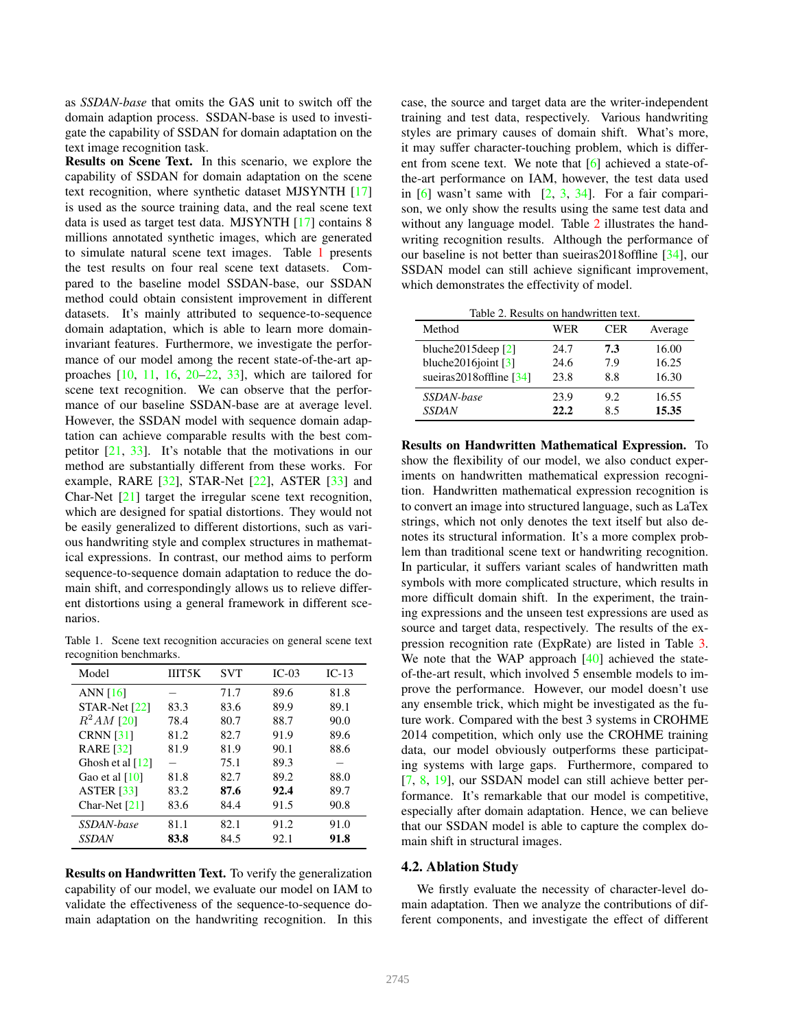as *SSDAN-base* that omits the GAS unit to switch off the domain adaption process. SSDAN-base is used to investigate the capability of SSDAN for domain adaptation on the text image recognition task.

**Results on Scene Text.** In this scenario, we explore the capability of SSDAN for domain adaptation on the scene text recognition, where synthetic dataset MJSYNTH [17] is used as the source training data, and the real scene text data is used as target test data. MJSYNTH [17] contains 8 millions annotated synthetic images, which are generated to simulate natural scene text images. Table 1 presents the test results on four real scene text datasets. Compared to the baseline model SSDAN-base, our SSDAN method could obtain consistent improvement in different datasets. It's mainly attributed to sequence-to-sequence domain adaptation, which is able to learn more domain-invariant features. Furthermore, we investigate the performance of our model among the recent state-of-the-art approaches [10, 11, 16, 20–22, 33], which are tailored for scene text recognition. We can observe that the performance of our baseline SSDAN-base are at average level. However, the SSDAN model with sequence domain adaptation can achieve comparable results with the best competitor [21, 33]. It's notable that the motivations in our method are substantially different from these works. For example, RARE [32], STAR-Net [22], ASTER [33] and Char-Net [21] target the irregular scene text recognition, which are designed for spatial distortions. They would not be easily generalized to different distortions, such as various handwriting style and complex structures in mathematical expressions. In contrast, our method aims to perform sequence-to-sequence domain adaptation to reduce the domain shift, and correspondingly allows us to relieve different distortions using a general framework in different scenarios.

Table 1. Scene text recognition accuracies on general scene text recognition benchmarks.

| Model | IIIT5K | SVT | IC-03 | IC-13 |
|---|---|---|---|---|
| ANN [16] | – | 71.7 | 89.6 | 81.8 |
| STAR-Net [22] | 83.3 | 83.6 | 89.9 | 89.1 |
| $R^2AM$ [20] | 78.4 | 80.7 | 88.7 | 90.0 |
| CRNN [31] | 81.2 | 82.7 | 91.9 | 89.6 |
| RARE [32] | 81.9 | 81.9 | 90.1 | 88.6 |
| Ghosh et al [12] | – | 75.1 | 89.3 | – |
| Gao et al [10] | 81.8 | 82.7 | 89.2 | 88.0 |
| ASTER [33] | 83.2 | **87.6** | **92.4** | 89.7 |
| Char-Net [21] | 83.6 | 84.4 | 91.5 | 90.8 |
| *SSDAN-base* | 81.1 | 82.1 | 91.2 | 91.0 |
| *SSDAN* | **83.8** | 84.5 | 92.1 | **91.8** |

**Results on Handwritten Text.** To verify the generalization capability of our model, we evaluate our model on IAM to validate the effectiveness of the sequence-to-sequence domain adaptation on the handwriting recognition. In this case, the source and target data are the writer-independent training and test data, respectively. Various handwriting styles are primary causes of domain shift. What's more, it may suffer character-touching problem, which is different from scene text. We note that [6] achieved a state-of-the-art performance on IAM, however, the test data used in [6] wasn't same with [2, 3, 34]. For a fair comparison, we only show the results using the same test data and without any language model. Table 2 illustrates the handwriting recognition results. Although the performance of our baseline is not better than sueiras2018offline [34], our SSDAN model can still achieve significant improvement, which demonstrates the effectivity of model.

Table 2. Results on handwritten text.

| Method | WER | CER | Average |
|---|---|---|---|
| bluche2015deep [2] | 24.7 | **7.3** | 16.00 |
| bluche2016joint [3] | 24.6 | 7.9 | 16.25 |
| sueiras2018offline [34] | 23.8 | 8.8 | 16.30 |
| *SSDAN-base* | 23.9 | 9.2 | 16.55 |
| *SSDAN* | **22.2** | 8.5 | **15.35** |

**Results on Handwritten Mathematical Expression.** To show the flexibility of our model, we also conduct experiments on handwritten mathematical expression recognition. Handwritten mathematical expression recognition is to convert an image into structured language, such as LaTex strings, which not only denotes the text itself but also denotes its structural information. It's a more complex problem than traditional scene text or handwriting recognition. In particular, it suffers variant scales of handwritten math symbols with more complicated structure, which results in more difficult domain shift. In the experiment, the training expressions and the unseen test expressions are used as source and target data, respectively. The results of the expression recognition rate (ExpRate) are listed in Table 3. We note that the WAP approach [40] achieved the state-of-the-art result, which involved 5 ensemble models to improve the performance. However, our model doesn't use any ensemble trick, which might be investigated as the future work. Compared with the best 3 systems in CROHME 2014 competition, which only use the CROHME training data, our model obviously outperforms these participating systems with large gaps. Furthermore, compared to [7, 8, 19], our SSDAN model can still achieve better performance. It's remarkable that our model is competitive, especially after domain adaptation. Hence, we can believe that our SSDAN model is able to capture the complex domain shift in structural images.

## 4.2. Ablation Study

We firstly evaluate the necessity of character-level domain adaptation. Then we analyze the contributions of different components, and investigate the effect of different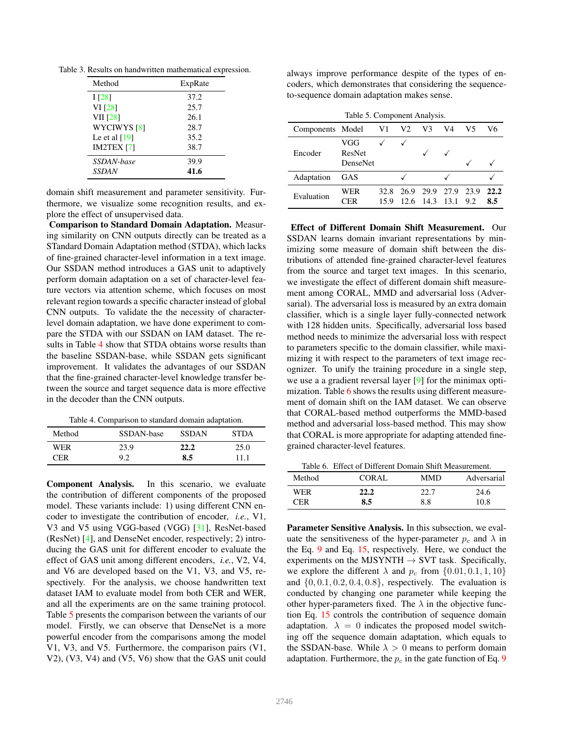Table 3. Results on handwritten mathematical expression.

| Method | ExpRate |
|---|---|
| I [28] | 37.2 |
| VI [28] | 25.7 |
| VII [28] | 26.1 |
| WYCIWYS [8] | 28.7 |
| Le et al [19] | 35.2 |
| IM2TEX [7] | 38.7 |
| *SSDAN-base* | 39.9 |
| *SSDAN* | **41.6** |

domain shift measurement and parameter sensitivity. Furthermore, we visualize some recognition results, and explore the effect of unsupervised data.

**Comparison to Standard Domain Adaptation.** Measuring similarity on CNN outputs directly can be treated as a STandard Domain Adaptation method (STDA), which lacks of fine-grained character-level information in a text image. Our SSDAN method introduces a GAS unit to adaptively perform domain adaptation on a set of character-level feature vectors via attention scheme, which focuses on most relevant region towards a specific character instead of global CNN outputs. To validate the the necessity of character-level domain adaptation, we have done experiment to compare the STDA with our SSDAN on IAM dataset. The results in Table 4 show that STDA obtains worse results than the baseline SSDAN-base, while SSDAN gets significant improvement. It validates the advantages of our SSDAN that the fine-grained character-level knowledge transfer between the source and target sequence data is more effective in the decoder than the CNN outputs.

Table 4. Comparison to standard domain adaptation.

| Method | SSDAN-base | SSDAN | STDA |
|---|---|---|---|
| WER | 23.9 | **22.2** | 25.0 |
| CER | 9.2 | **8.5** | 11.1 |

**Component Analysis.** In this scenario, we evaluate the contribution of different components of the proposed model. These variants include: 1) using different CNN encoder to investigate the contribution of encoder, *i.e.*, V1, V3 and V5 using VGG-based (VGG) [31], ResNet-based (ResNet) [4], and DenseNet encoder, respectively; 2) introducing the GAS unit for different encoder to evaluate the effect of GAS unit among different encoders, *i.e.*, V2, V4, and V6 are developed based on the V1, V3, and V5, respectively. For the analysis, we choose handwritten text dataset IAM to evaluate model from both CER and WER, and all the experiments are on the same training protocol. Table 5 presents the comparison between the variants of our model. Firstly, we can observe that DenseNet is a more powerful encoder from the comparisons among the model V1, V3, and V5. Furthermore, the comparison pairs (V1, V2), (V3, V4) and (V5, V6) show that the GAS unit could always improve performance despite of the types of encoders, which demonstrates that considering the sequence-to-sequence domain adaptation makes sense.

Table 5. Component Analysis.

| Components | Model | V1 | V2 | V3 | V4 | V5 | V6 |
|---|---|---|---|---|---|---|---|
| Encoder | VGG | ✓ | ✓ | | | | |
| | ResNet | | | ✓ | ✓ | | |
| | DenseNet | | | | | ✓ | ✓ |
| Adaptation | GAS | | ✓ | | ✓ | | ✓ |
| Evaluation | WER | 32.8 | 26.9 | 29.9 | 27.9 | 23.9 | **22.2** |
| | CER | 15.9 | 12.6 | 14.3 | 13.1 | 9.2 | **8.5** |

**Effect of Different Domain Shift Measurement.** Our SSDAN learns domain invariant representations by minimizing some measure of domain shift between the distributions of attended fine-grained character-level features from the source and target text images. In this scenario, we investigate the effect of different domain shift measurement among CORAL, MMD and adversarial loss (Adversarial). The adversarial loss is measured by an extra domain classifier, which is a single layer fully-connected network with 128 hidden units. Specifically, adversarial loss based method needs to minimize the adversarial loss with respect to parameters specific to the domain classifier, while maximizing it with respect to the parameters of text image recognizer. To unify the training procedure in a single step, we use a a gradient reversal layer [9] for the minimax optimization. Table 6 shows the results using different measurement of domain shift on the IAM dataset. We can observe that CORAL-based method outperforms the MMD-based method and adversarial loss-based method. This may show that CORAL is more appropriate for adapting attended fine-grained character-level features.

Table 6. Effect of Different Domain Shift Measurement.

| Method | CORAL | MMD | Adversarial |
|---|---|---|---|
| WER | **22.2** | 22.7 | 24.6 |
| CER | **8.5** | 8.8 | 10.8 |

**Parameter Sensitive Analysis.** In this subsection, we evaluate the sensitiveness of the hyper-parameter $p_c$ and $\lambda$ in the Eq. 9 and Eq. 15, respectively. Here, we conduct the experiments on the MJSYNTH $\rightarrow$ SVT task. Specifically, we explore the different $\lambda$ and $p_c$ from $\{0.01, 0.1, 1, 10\}$ and $\{0, 0.1, 0.2, 0.4, 0.8\}$, respectively. The evaluation is conducted by changing one parameter while keeping the other hyper-parameters fixed. The $\lambda$ in the objective function Eq. 15 controls the contribution of sequence domain adaptation. $\lambda = 0$ indicates the proposed model switching off the sequence domain adaptation, which equals to the SSDAN-base. While $\lambda > 0$ means to perform domain adaptation. Furthermore, the $p_c$ in the gate function of Eq. 9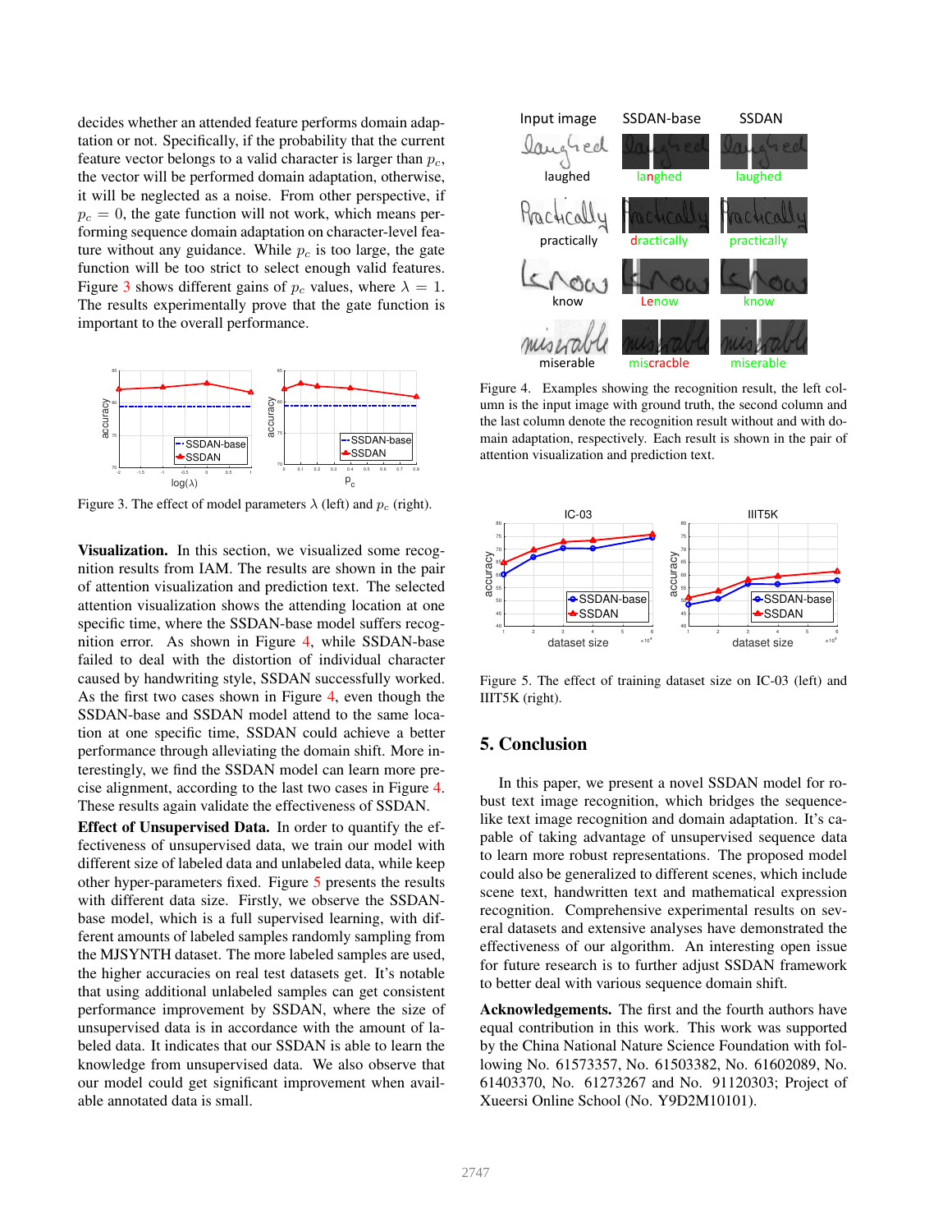decides whether an attended feature performs domain adaptation or not. Specifically, if the probability that the current feature vector belongs to a valid character is larger than $p_c$, the vector will be performed domain adaptation, otherwise, it will be neglected as a noise. From other perspective, if $p_c = 0$, the gate function will not work, which means performing sequence domain adaptation on character-level feature without any guidance. While $p_c$ is too large, the gate function will be too strict to select enough valid features. Figure 3 shows different gains of $p_c$ values, where $\lambda = 1$. The results experimentally prove that the gate function is important to the overall performance.

Figure 3. The effect of model parameters $\lambda$ (left) and $p_c$ (right).

**Visualization.** In this section, we visualized some recognition results from IAM. The results are shown in the pair of attention visualization and prediction text. The selected attention visualization shows the attending location at one specific time, where the SSDAN-base model suffers recognition error. As shown in Figure 4, while SSDAN-base failed to deal with the distortion of individual character caused by handwriting style, SSDAN successfully worked. As the first two cases shown in Figure 4, even though the SSDAN-base and SSDAN model attend to the same location at one specific time, SSDAN could achieve a better performance through alleviating the domain shift. More interestingly, we find the SSDAN model can learn more precise alignment, according to the last two cases in Figure 4. These results again validate the effectiveness of SSDAN.

**Effect of Unsupervised Data.** In order to quantify the effectiveness of unsupervised data, we train our model with different size of labeled data and unlabeled data, while keep other hyper-parameters fixed. Figure 5 presents the results with different data size. Firstly, we observe the SSDAN-base model, which is a full supervised learning, with different amounts of labeled samples randomly sampling from the MJSYNTH dataset. The more labeled samples are used, the higher accuracies on real test datasets get. It's notable that using additional unlabeled samples can get consistent performance improvement by SSDAN, where the size of unsupervised data is in accordance with the amount of labeled data. It indicates that our SSDAN is able to learn the knowledge from unsupervised data. We also observe that our model could get significant improvement when available annotated data is small.

Figure 4. Examples showing the recognition result, the left column is the input image with ground truth, the second column and the last column denote the recognition result without and with domain adaptation, respectively. Each result is shown in the pair of attention visualization and prediction text.

Figure 5. The effect of training dataset size on IC-03 (left) and IIIT5K (right).

## 5. Conclusion

In this paper, we present a novel SSDAN model for robust text image recognition, which bridges the sequence-like text image recognition and domain adaptation. It's capable of taking advantage of unsupervised sequence data to learn more robust representations. The proposed model could also be generalized to different scenes, which include scene text, handwritten text and mathematical expression recognition. Comprehensive experimental results on several datasets and extensive analyses have demonstrated the effectiveness of our algorithm. An interesting open issue for future research is to further adjust SSDAN framework to better deal with various sequence domain shift.

**Acknowledgements.** The first and the fourth authors have equal contribution in this work. This work was supported by the China National Nature Science Foundation with following No. 61573357, No. 61503382, No. 61602089, No. 61403370, No. 61273267 and No. 91120303; Project of Xueersi Online School (No. Y9D2M10101).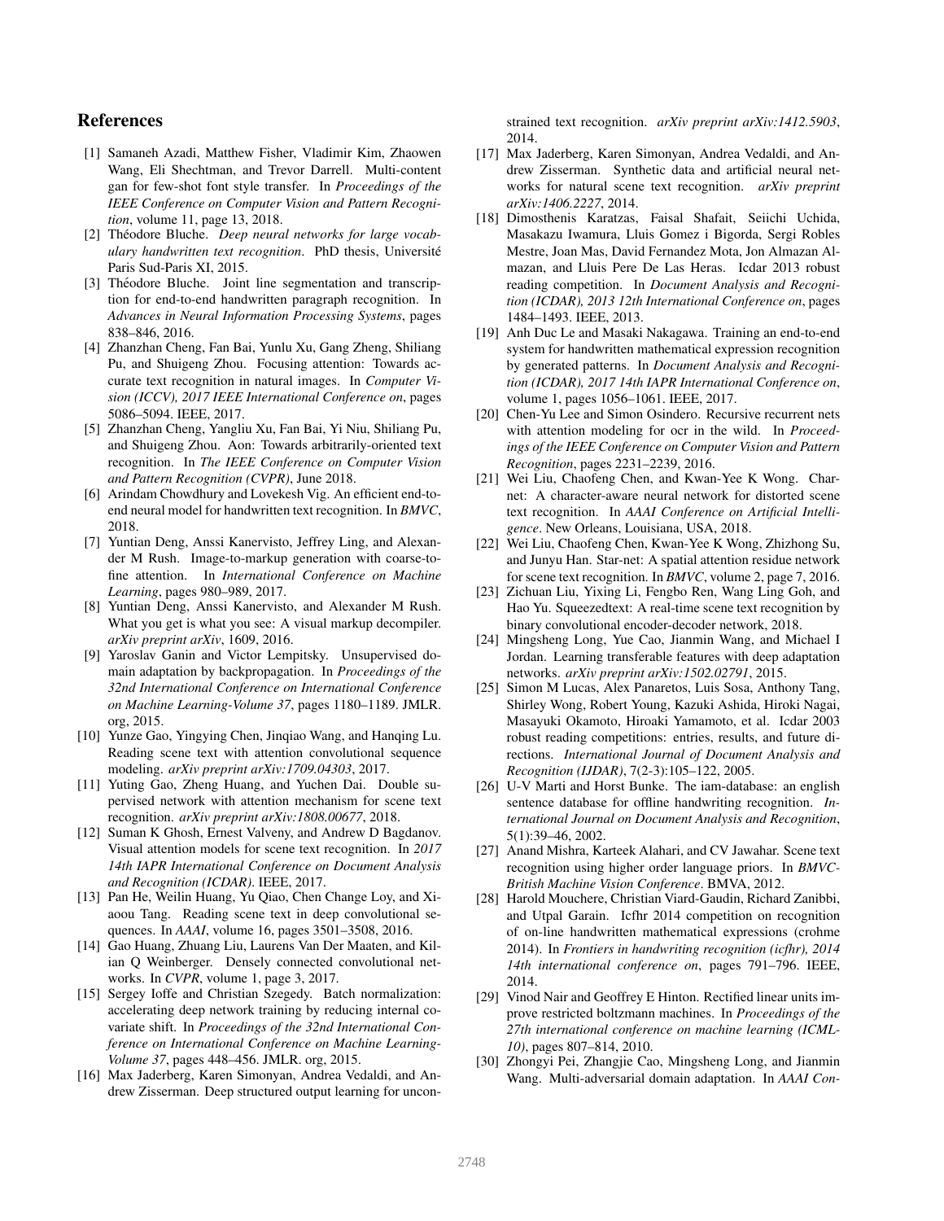## References

- [1] Samaneh Azadi, Matthew Fisher, Vladimir Kim, Zhaowen Wang, Eli Shechtman, and Trevor Darrell. Multi-content gan for few-shot font style transfer. In *Proceedings of the IEEE Conference on Computer Vision and Pattern Recognition*, volume 11, page 13, 2018.
- [2] Théodore Bluche. *Deep neural networks for large vocabulary handwritten text recognition*. PhD thesis, Université Paris Sud-Paris XI, 2015.
- [3] Théodore Bluche. Joint line segmentation and transcription for end-to-end handwritten paragraph recognition. In *Advances in Neural Information Processing Systems*, pages 838–846, 2016.
- [4] Zhanzhan Cheng, Fan Bai, Yunlu Xu, Gang Zheng, Shiliang Pu, and Shuigeng Zhou. Focusing attention: Towards accurate text recognition in natural images. In *Computer Vision (ICCV), 2017 IEEE International Conference on*, pages 5086–5094. IEEE, 2017.
- [5] Zhanzhan Cheng, Yangliu Xu, Fan Bai, Yi Niu, Shiliang Pu, and Shuigeng Zhou. Aon: Towards arbitrarily-oriented text recognition. In *The IEEE Conference on Computer Vision and Pattern Recognition (CVPR)*, June 2018.
- [6] Arindam Chowdhury and Lovekesh Vig. An efficient end-to-end neural model for handwritten text recognition. In *BMVC*, 2018.
- [7] Yuntian Deng, Anssi Kanervisto, Jeffrey Ling, and Alexander M Rush. Image-to-markup generation with coarse-to-fine attention. In *International Conference on Machine Learning*, pages 980–989, 2017.
- [8] Yuntian Deng, Anssi Kanervisto, and Alexander M Rush. What you get is what you see: A visual markup decompiler. *arXiv preprint arXiv*, 1609, 2016.
- [9] Yaroslav Ganin and Victor Lempitsky. Unsupervised domain adaptation by backpropagation. In *Proceedings of the 32nd International Conference on International Conference on Machine Learning-Volume 37*, pages 1180–1189. JMLR. org, 2015.
- [10] Yunze Gao, Yingying Chen, Jinqiao Wang, and Hanqing Lu. Reading scene text with attention convolutional sequence modeling. *arXiv preprint arXiv:1709.04303*, 2017.
- [11] Yuting Gao, Zheng Huang, and Yuchen Dai. Double supervised network with attention mechanism for scene text recognition. *arXiv preprint arXiv:1808.00677*, 2018.
- [12] Suman K Ghosh, Ernest Valveny, and Andrew D Bagdanov. Visual attention models for scene text recognition. In *2017 14th IAPR International Conference on Document Analysis and Recognition (ICDAR)*. IEEE, 2017.
- [13] Pan He, Weilin Huang, Yu Qiao, Chen Change Loy, and Xiaoou Tang. Reading scene text in deep convolutional sequences. In *AAAI*, volume 16, pages 3501–3508, 2016.
- [14] Gao Huang, Zhuang Liu, Laurens Van Der Maaten, and Kilian Q Weinberger. Densely connected convolutional networks. In *CVPR*, volume 1, page 3, 2017.
- [15] Sergey Ioffe and Christian Szegedy. Batch normalization: accelerating deep network training by reducing internal covariate shift. In *Proceedings of the 32nd International Conference on International Conference on Machine Learning-Volume 37*, pages 448–456. JMLR. org, 2015.
- [16] Max Jaderberg, Karen Simonyan, Andrea Vedaldi, and Andrew Zisserman. Deep structured output learning for unconstrained text recognition. *arXiv preprint arXiv:1412.5903*, 2014.
- [17] Max Jaderberg, Karen Simonyan, Andrea Vedaldi, and Andrew Zisserman. Synthetic data and artificial neural networks for natural scene text recognition. *arXiv preprint arXiv:1406.2227*, 2014.
- [18] Dimosthenis Karatzas, Faisal Shafait, Seiichi Uchida, Masakazu Iwamura, Lluis Gomez i Bigorda, Sergi Robles Mestre, Joan Mas, David Fernandez Mota, Jon Almazan Almazan, and Lluis Pere De Las Heras. Icdar 2013 robust reading competition. In *Document Analysis and Recognition (ICDAR), 2013 12th International Conference on*, pages 1484–1493. IEEE, 2013.
- [19] Anh Duc Le and Masaki Nakagawa. Training an end-to-end system for handwritten mathematical expression recognition by generated patterns. In *Document Analysis and Recognition (ICDAR), 2017 14th IAPR International Conference on*, volume 1, pages 1056–1061. IEEE, 2017.
- [20] Chen-Yu Lee and Simon Osindero. Recursive recurrent nets with attention modeling for ocr in the wild. In *Proceedings of the IEEE Conference on Computer Vision and Pattern Recognition*, pages 2231–2239, 2016.
- [21] Wei Liu, Chaofeng Chen, and Kwan-Yee K Wong. Charnet: A character-aware neural network for distorted scene text recognition. In *AAAI Conference on Artificial Intelligence*. New Orleans, Louisiana, USA, 2018.
- [22] Wei Liu, Chaofeng Chen, Kwan-Yee K Wong, Zhizhong Su, and Junyu Han. Star-net: A spatial attention residue network for scene text recognition. In *BMVC*, volume 2, page 7, 2016.
- [23] Zichuan Liu, Yixing Li, Fengbo Ren, Wang Ling Goh, and Hao Yu. Squeezedtext: A real-time scene text recognition by binary convolutional encoder-decoder network, 2018.
- [24] Mingsheng Long, Yue Cao, Jianmin Wang, and Michael I Jordan. Learning transferable features with deep adaptation networks. *arXiv preprint arXiv:1502.02791*, 2015.
- [25] Simon M Lucas, Alex Panaretos, Luis Sosa, Anthony Tang, Shirley Wong, Robert Young, Kazuki Ashida, Hiroki Nagai, Masayuki Okamoto, Hiroaki Yamamoto, et al. Icdar 2003 robust reading competitions: entries, results, and future directions. *International Journal of Document Analysis and Recognition (IJDAR)*, 7(2-3):105–122, 2005.
- [26] U-V Marti and Horst Bunke. The iam-database: an english sentence database for offline handwriting recognition. *International Journal on Document Analysis and Recognition*, 5(1):39–46, 2002.
- [27] Anand Mishra, Karteek Alahari, and CV Jawahar. Scene text recognition using higher order language priors. In *BMVC-British Machine Vision Conference*. BMVA, 2012.
- [28] Harold Mouchere, Christian Viard-Gaudin, Richard Zanibbi, and Utpal Garain. Icfhr 2014 competition on recognition of on-line handwritten mathematical expressions (crohme 2014). In *Frontiers in handwriting recognition (icfhr), 2014 14th international conference on*, pages 791–796. IEEE, 2014.
- [29] Vinod Nair and Geoffrey E Hinton. Rectified linear units improve restricted boltzmann machines. In *Proceedings of the 27th international conference on machine learning (ICML-10)*, pages 807–814, 2010.
- [30] Zhongyi Pei, Zhangjie Cao, Mingsheng Long, and Jianmin Wang. Multi-adversarial domain adaptation. In *AAAI Con-*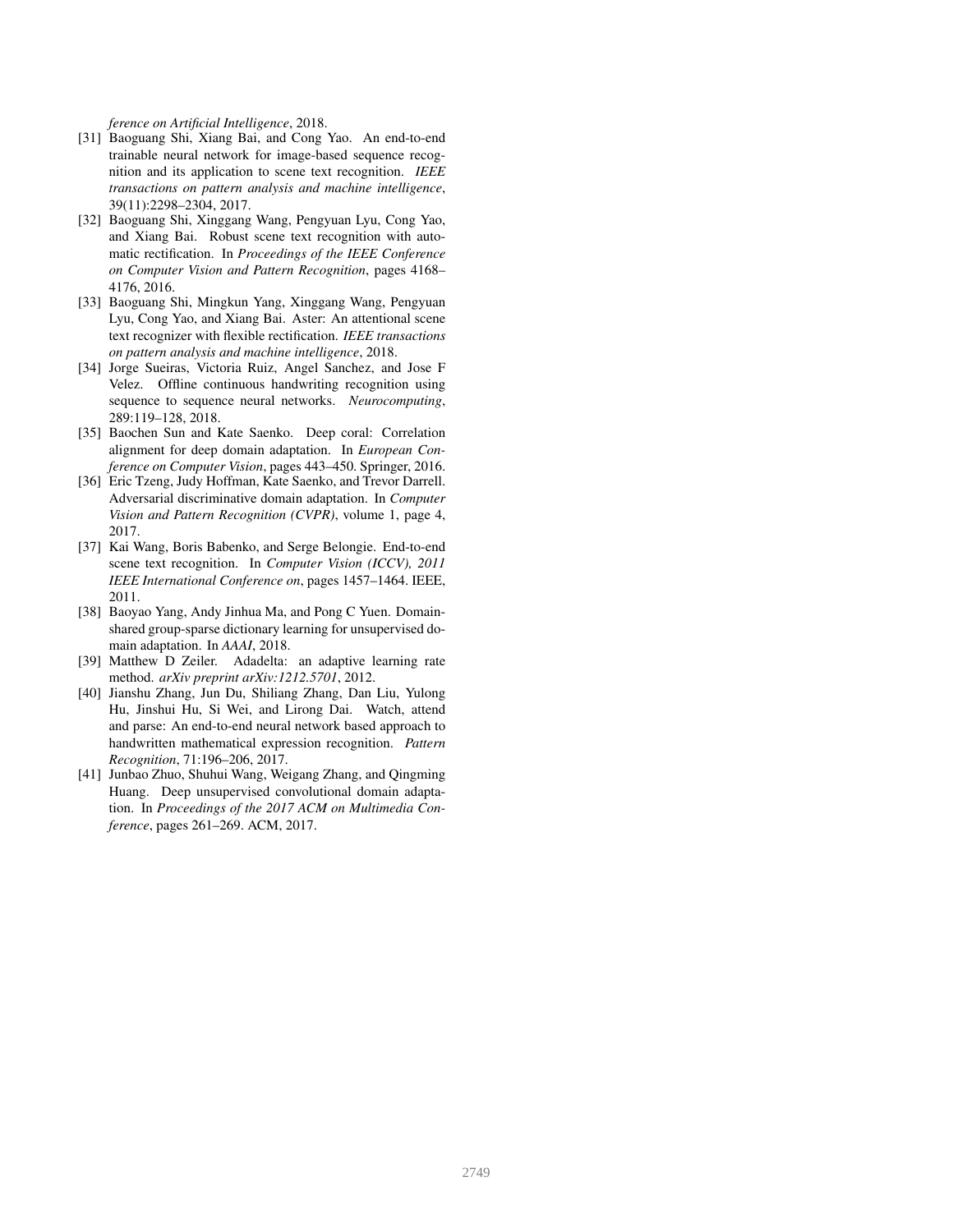*ference on Artificial Intelligence*, 2018.

[31] Baoguang Shi, Xiang Bai, and Cong Yao. An end-to-end trainable neural network for image-based sequence recognition and its application to scene text recognition. *IEEE transactions on pattern analysis and machine intelligence*, 39(11):2298–2304, 2017.

[32] Baoguang Shi, Xinggang Wang, Pengyuan Lyu, Cong Yao, and Xiang Bai. Robust scene text recognition with automatic rectification. In *Proceedings of the IEEE Conference on Computer Vision and Pattern Recognition*, pages 4168–4176, 2016.

[33] Baoguang Shi, Mingkun Yang, Xinggang Wang, Pengyuan Lyu, Cong Yao, and Xiang Bai. Aster: An attentional scene text recognizer with flexible rectification. *IEEE transactions on pattern analysis and machine intelligence*, 2018.

[34] Jorge Sueiras, Victoria Ruiz, Angel Sanchez, and Jose F Velez. Offline continuous handwriting recognition using sequence to sequence neural networks. *Neurocomputing*, 289:119–128, 2018.

[35] Baochen Sun and Kate Saenko. Deep coral: Correlation alignment for deep domain adaptation. In *European Conference on Computer Vision*, pages 443–450. Springer, 2016.

[36] Eric Tzeng, Judy Hoffman, Kate Saenko, and Trevor Darrell. Adversarial discriminative domain adaptation. In *Computer Vision and Pattern Recognition (CVPR)*, volume 1, page 4, 2017.

[37] Kai Wang, Boris Babenko, and Serge Belongie. End-to-end scene text recognition. In *Computer Vision (ICCV), 2011 IEEE International Conference on*, pages 1457–1464. IEEE, 2011.

[38] Baoyao Yang, Andy Jinhua Ma, and Pong C Yuen. Domain-shared group-sparse dictionary learning for unsupervised domain adaptation. In *AAAI*, 2018.

[39] Matthew D Zeiler. Adadelta: an adaptive learning rate method. *arXiv preprint arXiv:1212.5701*, 2012.

[40] Jianshu Zhang, Jun Du, Shiliang Zhang, Dan Liu, Yulong Hu, Jinshui Hu, Si Wei, and Lirong Dai. Watch, attend and parse: An end-to-end neural network based approach to handwritten mathematical expression recognition. *Pattern Recognition*, 71:196–206, 2017.

[41] Junbao Zhuo, Shuhui Wang, Weigang Zhang, and Qingming Huang. Deep unsupervised convolutional domain adaptation. In *Proceedings of the 2017 ACM on Multimedia Conference*, pages 261–269. ACM, 2017.